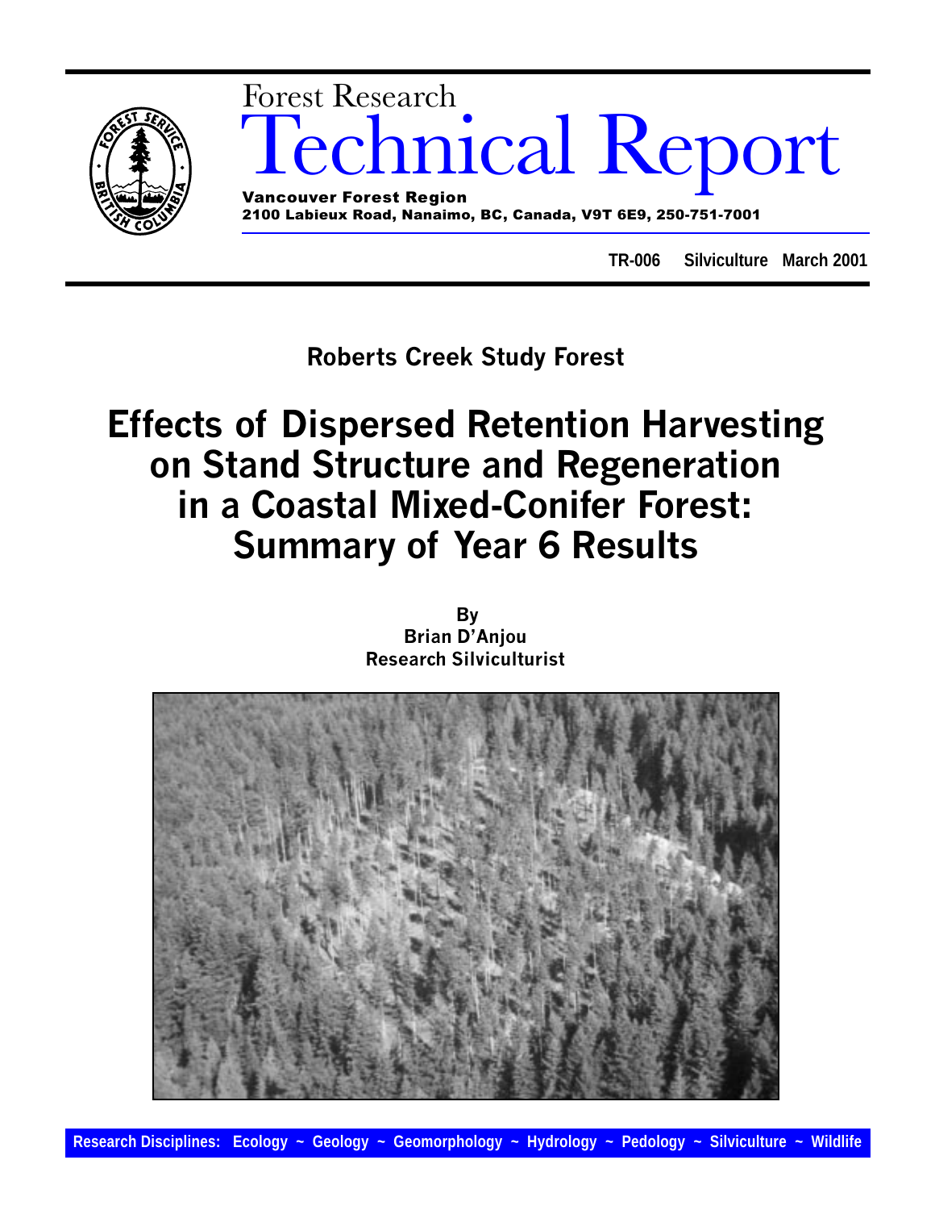Forest Research

# Technical Report

**Vancouver Forest Region**
**2100 Labieux Road, Nanaimo, BC, Canada, V9T 6E9, 250-751-7001**

**TR-006 Silviculture March 2001**

**Roberts Creek Study Forest**

# Effects of Dispersed Retention Harvesting on Stand Structure and Regeneration in a Coastal Mixed-Conifer Forest: Summary of Year 6 Results

**By**
**Brian D'Anjou**
**Research Silviculturist**

**Research Disciplines: Ecology ~ Geology ~ Geomorphology ~ Hydrology ~ Pedology ~ Silviculture ~ Wildlife**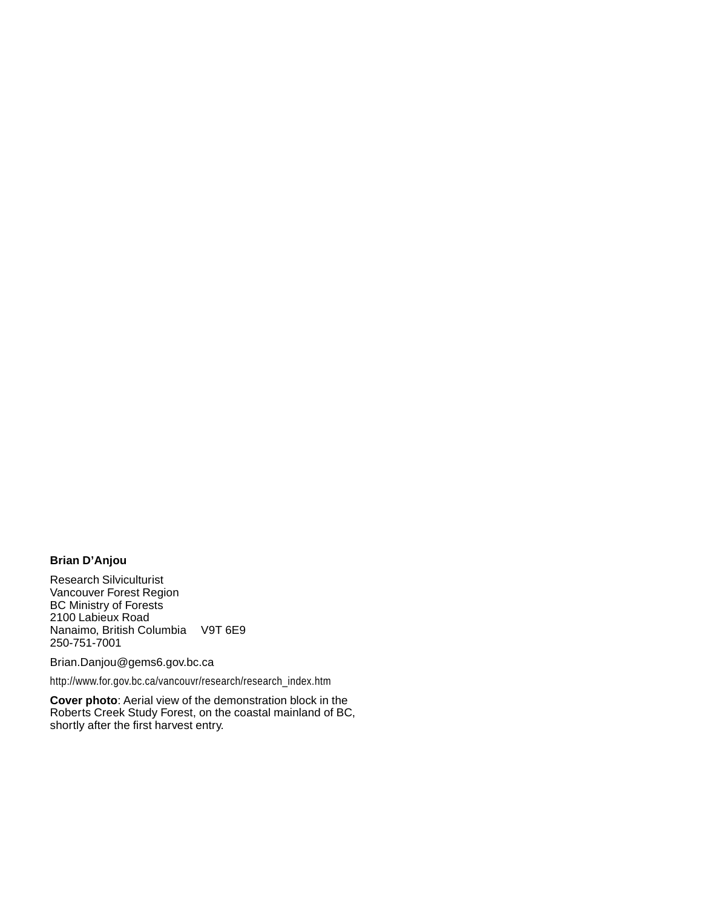**Brian D'Anjou**

Research Silviculturist
Vancouver Forest Region
BC Ministry of Forests
2100 Labieux Road
Nanaimo, British Columbia V9T 6E9
250-751-7001

Brian.Danjou@gems6.gov.bc.ca

http://www.for.gov.bc.ca/vancouvr/research/research_index.htm

**Cover photo**: Aerial view of the demonstration block in the Roberts Creek Study Forest, on the coastal mainland of BC, shortly after the first harvest entry.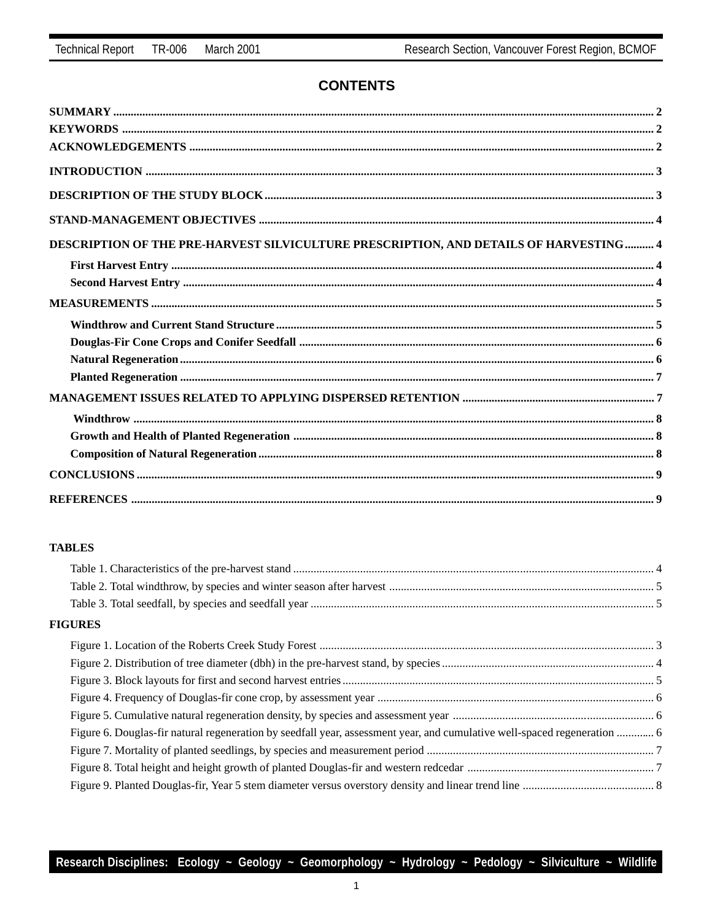# CONTENTS

**SUMMARY** .......... 2
**KEYWORDS** .......... 2
**ACKNOWLEDGEMENTS** .......... 2

**INTRODUCTION** .......... 3

**DESCRIPTION OF THE STUDY BLOCK** .......... 3

**STAND-MANAGEMENT OBJECTIVES** .......... 4

**DESCRIPTION OF THE PRE-HARVEST SILVICULTURE PRESCRIPTION, AND DETAILS OF HARVESTING** .......... 4

- **First Harvest Entry** .......... 4
- **Second Harvest Entry** .......... 4

**MEASUREMENTS** .......... 5

- **Windthrow and Current Stand Structure** .......... 5
- **Douglas-Fir Cone Crops and Conifer Seedfall** .......... 6
- **Natural Regeneration** .......... 6
- **Planted Regeneration** .......... 7

**MANAGEMENT ISSUES RELATED TO APPLYING DISPERSED RETENTION** .......... 7

- **Windthrow** .......... 8
- **Growth and Health of Planted Regeneration** .......... 8
- **Composition of Natural Regeneration** .......... 8

**CONCLUSIONS** .......... 9

**REFERENCES** .......... 9

**TABLES**

- Table 1. Characteristics of the pre-harvest stand .......... 4
- Table 2. Total windthrow, by species and winter season after harvest .......... 5
- Table 3. Total seedfall, by species and seedfall year .......... 5

**FIGURES**

- Figure 1. Location of the Roberts Creek Study Forest .......... 3
- Figure 2. Distribution of tree diameter (dbh) in the pre-harvest stand, by species .......... 4
- Figure 3. Block layouts for first and second harvest entries .......... 5
- Figure 4. Frequency of Douglas-fir cone crop, by assessment year .......... 6
- Figure 5. Cumulative natural regeneration density, by species and assessment year .......... 6
- Figure 6. Douglas-fir natural regeneration by seedfall year, assessment year, and cumulative well-spaced regeneration .......... 6
- Figure 7. Mortality of planted seedlings, by species and measurement period .......... 7
- Figure 8. Total height and height growth of planted Douglas-fir and western redcedar .......... 7
- Figure 9. Planted Douglas-fir, Year 5 stem diameter versus overstory density and linear trend line .......... 8

**Research Disciplines: Ecology ~ Geology ~ Geomorphology ~ Hydrology ~ Pedology ~ Silviculture ~ Wildlife**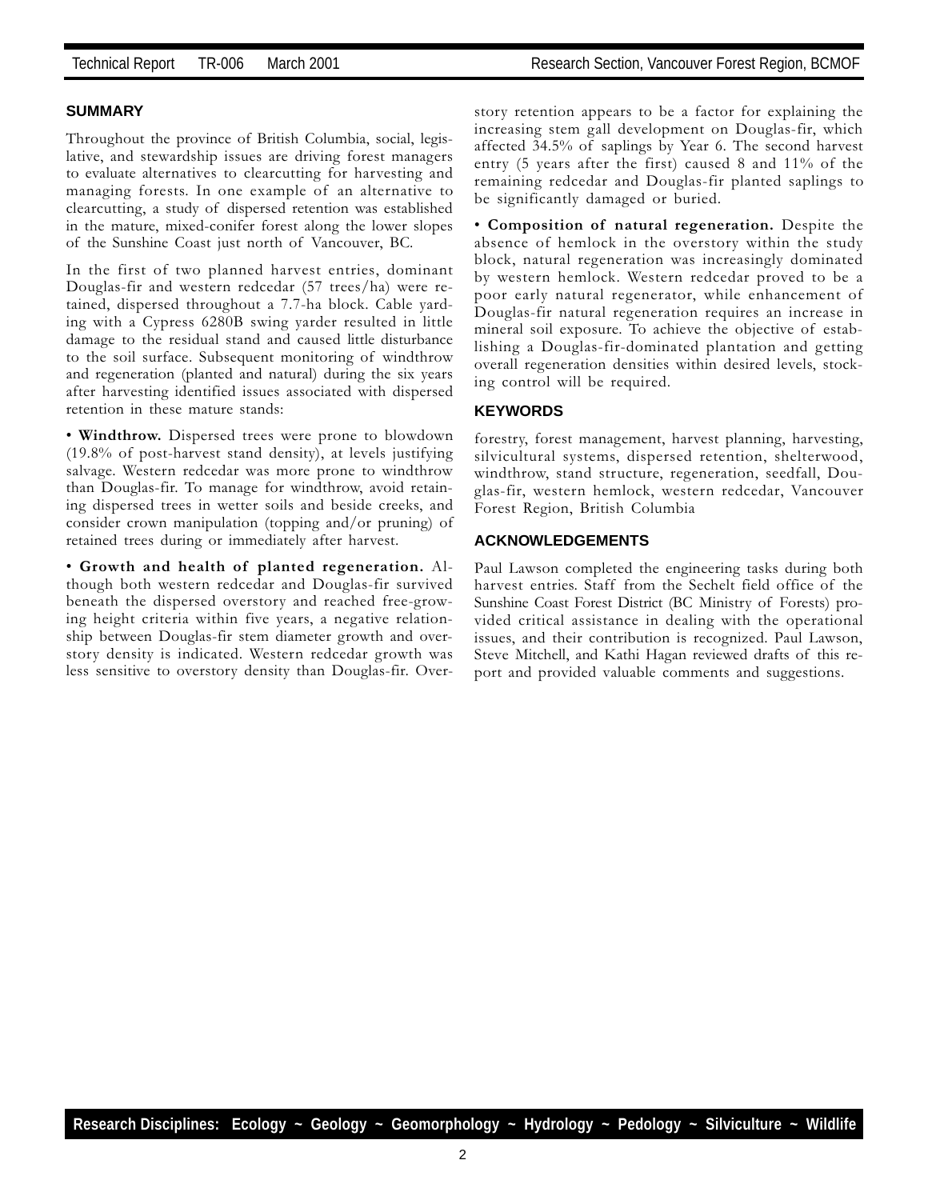## SUMMARY

Throughout the province of British Columbia, social, legislative, and stewardship issues are driving forest managers to evaluate alternatives to clearcutting for harvesting and managing forests. In one example of an alternative to clearcutting, a study of dispersed retention was established in the mature, mixed-conifer forest along the lower slopes of the Sunshine Coast just north of Vancouver, BC.

In the first of two planned harvest entries, dominant Douglas-fir and western redcedar (57 trees/ha) were retained, dispersed throughout a 7.7-ha block. Cable yarding with a Cypress 6280B swing yarder resulted in little damage to the residual stand and caused little disturbance to the soil surface. Subsequent monitoring of windthrow and regeneration (planted and natural) during the six years after harvesting identified issues associated with dispersed retention in these mature stands:

• **Windthrow.** Dispersed trees were prone to blowdown (19.8% of post-harvest stand density), at levels justifying salvage. Western redcedar was more prone to windthrow than Douglas-fir. To manage for windthrow, avoid retaining dispersed trees in wetter soils and beside creeks, and consider crown manipulation (topping and/or pruning) of retained trees during or immediately after harvest.

• **Growth and health of planted regeneration.** Although both western redcedar and Douglas-fir survived beneath the dispersed overstory and reached free-growing height criteria within five years, a negative relationship between Douglas-fir stem diameter growth and overstory density is indicated. Western redcedar growth was less sensitive to overstory density than Douglas-fir. Overstory retention appears to be a factor for explaining the increasing stem gall development on Douglas-fir, which affected 34.5% of saplings by Year 6. The second harvest entry (5 years after the first) caused 8 and 11% of the remaining redcedar and Douglas-fir planted saplings to be significantly damaged or buried.

• **Composition of natural regeneration.** Despite the absence of hemlock in the overstory within the study block, natural regeneration was increasingly dominated by western hemlock. Western redcedar proved to be a poor early natural regenerator, while enhancement of Douglas-fir natural regeneration requires an increase in mineral soil exposure. To achieve the objective of establishing a Douglas-fir-dominated plantation and getting overall regeneration densities within desired levels, stocking control will be required.

## KEYWORDS

forestry, forest management, harvest planning, harvesting, silvicultural systems, dispersed retention, shelterwood, windthrow, stand structure, regeneration, seedfall, Douglas-fir, western hemlock, western redcedar, Vancouver Forest Region, British Columbia

## ACKNOWLEDGEMENTS

Paul Lawson completed the engineering tasks during both harvest entries. Staff from the Sechelt field office of the Sunshine Coast Forest District (BC Ministry of Forests) provided critical assistance in dealing with the operational issues, and their contribution is recognized. Paul Lawson, Steve Mitchell, and Kathi Hagan reviewed drafts of this report and provided valuable comments and suggestions.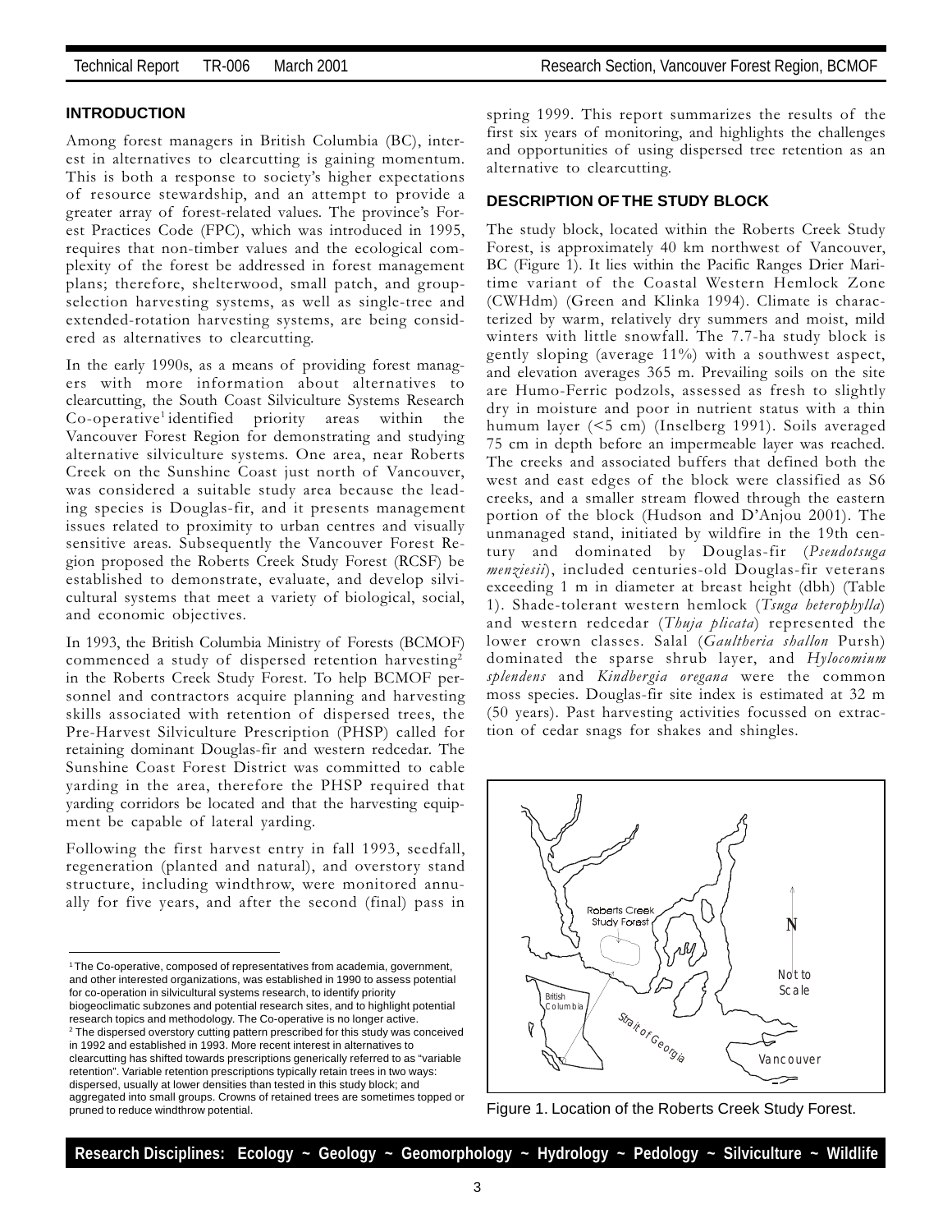## INTRODUCTION

Among forest managers in British Columbia (BC), interest in alternatives to clearcutting is gaining momentum. This is both a response to society's higher expectations of resource stewardship, and an attempt to provide a greater array of forest-related values. The province's Forest Practices Code (FPC), which was introduced in 1995, requires that non-timber values and the ecological complexity of the forest be addressed in forest management plans; therefore, shelterwood, small patch, and group-selection harvesting systems, as well as single-tree and extended-rotation harvesting systems, are being considered as alternatives to clearcutting.

In the early 1990s, as a means of providing forest managers with more information about alternatives to clearcutting, the South Coast Silviculture Systems Research Co-operative[1] identified priority areas within the Vancouver Forest Region for demonstrating and studying alternative silviculture systems. One area, near Roberts Creek on the Sunshine Coast just north of Vancouver, was considered a suitable study area because the leading species is Douglas-fir, and it presents management issues related to proximity to urban centres and visually sensitive areas. Subsequently the Vancouver Forest Region proposed the Roberts Creek Study Forest (RCSF) be established to demonstrate, evaluate, and develop silvicultural systems that meet a variety of biological, social, and economic objectives.

In 1993, the British Columbia Ministry of Forests (BCMOF) commenced a study of dispersed retention harvesting[2] in the Roberts Creek Study Forest. To help BCMOF personnel and contractors acquire planning and harvesting skills associated with retention of dispersed trees, the Pre-Harvest Silviculture Prescription (PHSP) called for retaining dominant Douglas-fir and western redcedar. The Sunshine Coast Forest District was committed to cable yarding in the area, therefore the PHSP required that yarding corridors be located and that the harvesting equipment be capable of lateral yarding.

Following the first harvest entry in fall 1993, seedfall, regeneration (planted and natural), and overstory stand structure, including windthrow, were monitored annually for five years, and after the second (final) pass in spring 1999. This report summarizes the results of the first six years of monitoring, and highlights the challenges and opportunities of using dispersed tree retention as an alternative to clearcutting.

[1] The Co-operative, composed of representatives from academia, government, and other interested organizations, was established in 1990 to assess potential for co-operation in silvicultural systems research, to identify priority biogeoclimatic subzones and potential research sites, and to highlight potential research topics and methodology. The Co-operative is no longer active.

[2] The dispersed overstory cutting pattern prescribed for this study was conceived in 1992 and established in 1993. More recent interest in alternatives to clearcutting has shifted towards prescriptions generically referred to as "variable retention". Variable retention prescriptions typically retain trees in two ways: dispersed, usually at lower densities than tested in this study block; and aggregated into small groups. Crowns of retained trees are sometimes topped or pruned to reduce windthrow potential.

## DESCRIPTION OF THE STUDY BLOCK

The study block, located within the Roberts Creek Study Forest, is approximately 40 km northwest of Vancouver, BC (Figure 1). It lies within the Pacific Ranges Drier Maritime variant of the Coastal Western Hemlock Zone (CWHdm) (Green and Klinka 1994). Climate is characterized by warm, relatively dry summers and moist, mild winters with little snowfall. The 7.7-ha study block is gently sloping (average 11%) with a southwest aspect, and elevation averages 365 m. Prevailing soils on the site are Humo-Ferric podzols, assessed as fresh to slightly dry in moisture and poor in nutrient status with a thin humum layer (<5 cm) (Inselberg 1991). Soils averaged 75 cm in depth before an impermeable layer was reached. The creeks and associated buffers that defined both the west and east edges of the block were classified as S6 creeks, and a smaller stream flowed through the eastern portion of the block (Hudson and D'Anjou 2001). The unmanaged stand, initiated by wildfire in the 19th century and dominated by Douglas-fir (*Pseudotsuga menziesii*), included centuries-old Douglas-fir veterans exceeding 1 m in diameter at breast height (dbh) (Table 1). Shade-tolerant western hemlock (*Tsuga heterophylla*) and western redcedar (*Thuja plicata*) represented the lower crown classes. Salal (*Gaultheria shallon* Pursh) dominated the sparse shrub layer, and *Hylocomium splendens* and *Kindbergia oregana* were the common moss species. Douglas-fir site index is estimated at 32 m (50 years). Past harvesting activities focussed on extraction of cedar snags for shakes and shingles.

Figure 1. Location of the Roberts Creek Study Forest.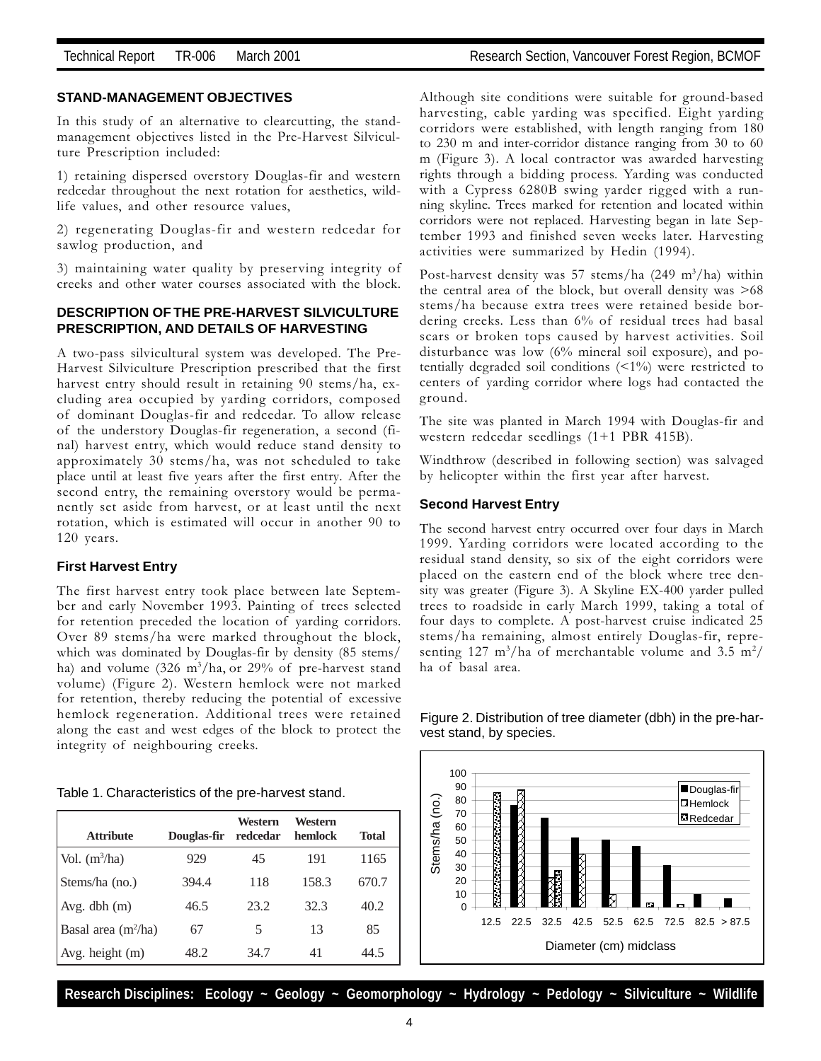## STAND-MANAGEMENT OBJECTIVES

In this study of an alternative to clearcutting, the stand-management objectives listed in the Pre-Harvest Silviculture Prescription included:

1) retaining dispersed overstory Douglas-fir and western redcedar throughout the next rotation for aesthetics, wildlife values, and other resource values,

2) regenerating Douglas-fir and western redcedar for sawlog production, and

3) maintaining water quality by preserving integrity of creeks and other water courses associated with the block.

## DESCRIPTION OF THE PRE-HARVEST SILVICULTURE PRESCRIPTION, AND DETAILS OF HARVESTING

A two-pass silvicultural system was developed. The Pre-Harvest Silviculture Prescription prescribed that the first harvest entry should result in retaining 90 stems/ha, excluding area occupied by yarding corridors, composed of dominant Douglas-fir and redcedar. To allow release of the understory Douglas-fir regeneration, a second (final) harvest entry, which would reduce stand density to approximately 30 stems/ha, was not scheduled to take place until at least five years after the first entry. After the second entry, the remaining overstory would be permanently set aside from harvest, or at least until the next rotation, which is estimated will occur in another 90 to 120 years.

### First Harvest Entry

The first harvest entry took place between late September and early November 1993. Painting of trees selected for retention preceded the location of yarding corridors. Over 89 stems/ha were marked throughout the block, which was dominated by Douglas-fir by density (85 stems/ha) and volume (326 $m^3$/ha, or 29% of pre-harvest stand volume) (Figure 2). Western hemlock were not marked for retention, thereby reducing the potential of excessive hemlock regeneration. Additional trees were retained along the east and west edges of the block to protect the integrity of neighbouring creeks.

Table 1. Characteristics of the pre-harvest stand.

| Attribute | Douglas-fir | Western redcedar | Western hemlock | Total |
|---|---|---|---|---|
| Vol. ($m^3$/ha) | 929 | 45 | 191 | 1165 |
| Stems/ha (no.) | 394.4 | 118 | 158.3 | 670.7 |
| Avg. dbh (m) | 46.5 | 23.2 | 32.3 | 40.2 |
| Basal area ($m^2$/ha) | 67 | 5 | 13 | 85 |
| Avg. height (m) | 48.2 | 34.7 | 41 | 44.5 |

Although site conditions were suitable for ground-based harvesting, cable yarding was specified. Eight yarding corridors were established, with length ranging from 180 to 230 m and inter-corridor distance ranging from 30 to 60 m (Figure 3). A local contractor was awarded harvesting rights through a bidding process. Yarding was conducted with a Cypress 6280B swing yarder rigged with a running skyline. Trees marked for retention and located within corridors were not replaced. Harvesting began in late September 1993 and finished seven weeks later. Harvesting activities were summarized by Hedin (1994).

Post-harvest density was 57 stems/ha (249 $m^3$/ha) within the central area of the block, but overall density was >68 stems/ha because extra trees were retained beside bordering creeks. Less than 6% of residual trees had basal scars or broken tops caused by harvest activities. Soil disturbance was low (6% mineral soil exposure), and potentially degraded soil conditions (<1%) were restricted to centers of yarding corridor where logs had contacted the ground.

The site was planted in March 1994 with Douglas-fir and western redcedar seedlings (1+1 PBR 415B).

Windthrow (described in following section) was salvaged by helicopter within the first year after harvest.

### Second Harvest Entry

The second harvest entry occurred over four days in March 1999. Yarding corridors were located according to the residual stand density, so six of the eight corridors were placed on the eastern end of the block where tree density was greater (Figure 3). A Skyline EX-400 yarder pulled trees to roadside in early March 1999, taking a total of four days to complete. A post-harvest cruise indicated 25 stems/ha remaining, almost entirely Douglas-fir, representing 127 $m^3$/ha of merchantable volume and 3.5 $m^2$/ha of basal area.

Figure 2. Distribution of tree diameter (dbh) in the pre-harvest stand, by species.

Research Disciplines: Ecology ~ Geology ~ Geomorphology ~ Hydrology ~ Pedology ~ Silviculture ~ Wildlife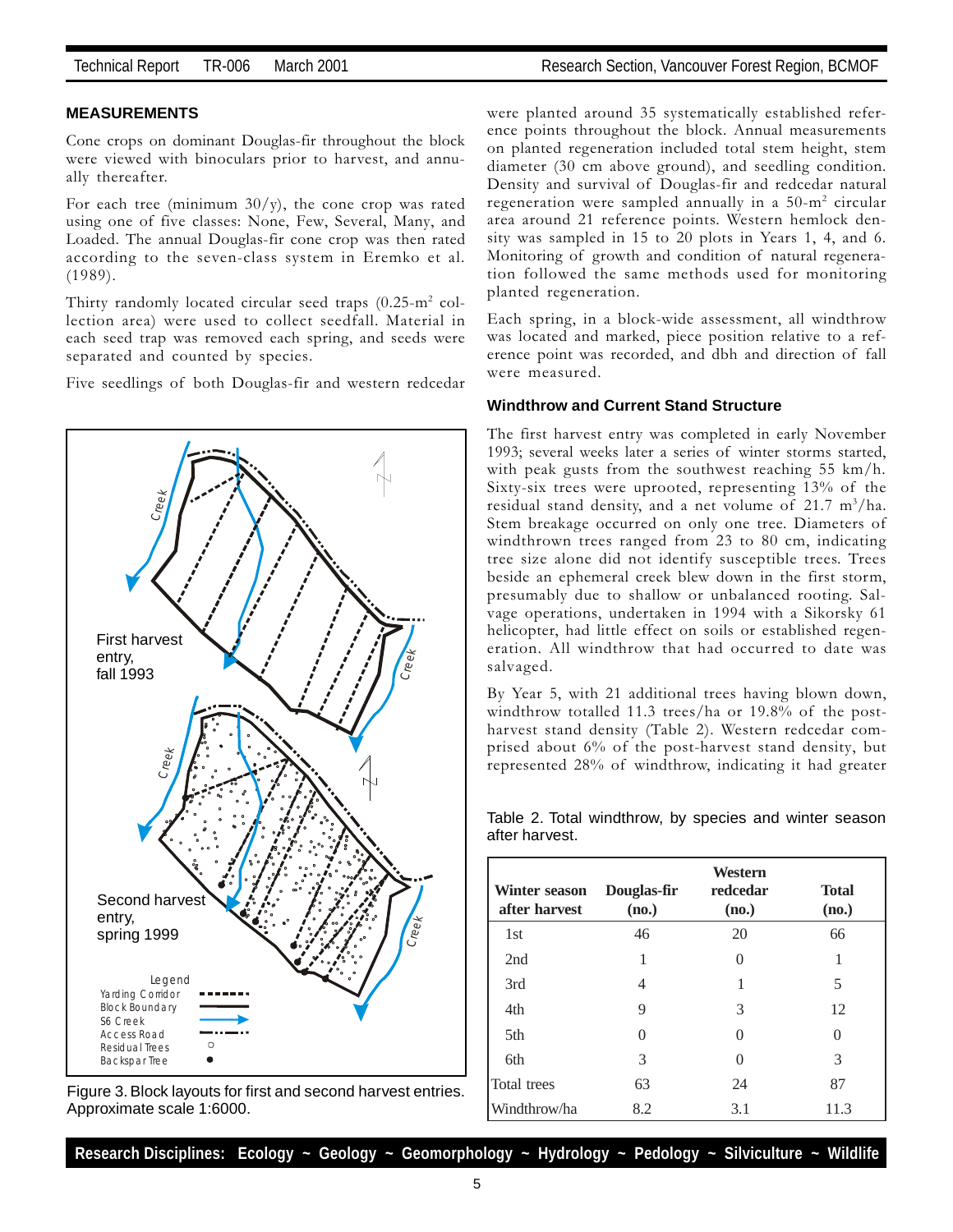## MEASUREMENTS

Cone crops on dominant Douglas-fir throughout the block were viewed with binoculars prior to harvest, and annually thereafter.

For each tree (minimum 30/y), the cone crop was rated using one of five classes: None, Few, Several, Many, and Loaded. The annual Douglas-fir cone crop was then rated according to the seven-class system in Eremko et al. (1989).

Thirty randomly located circular seed traps (0.25-m$^2$ collection area) were used to collect seedfall. Material in each seed trap was removed each spring, and seeds were separated and counted by species.

Five seedlings of both Douglas-fir and western redcedar were planted around 35 systematically established reference points throughout the block. Annual measurements on planted regeneration included total stem height, stem diameter (30 cm above ground), and seedling condition. Density and survival of Douglas-fir and redcedar natural regeneration were sampled annually in a 50-m$^2$ circular area around 21 reference points. Western hemlock density was sampled in 15 to 20 plots in Years 1, 4, and 6. Monitoring of growth and condition of natural regeneration followed the same methods used for monitoring planted regeneration.

Each spring, in a block-wide assessment, all windthrow was located and marked, piece position relative to a reference point was recorded, and dbh and direction of fall were measured.

Figure 3. Block layouts for first and second harvest entries. Approximate scale 1:6000.

### Windthrow and Current Stand Structure

The first harvest entry was completed in early November 1993; several weeks later a series of winter storms started, with peak gusts from the southwest reaching 55 km/h. Sixty-six trees were uprooted, representing 13% of the residual stand density, and a net volume of 21.7 m$^3$/ha. Stem breakage occurred on only one tree. Diameters of windthrown trees ranged from 23 to 80 cm, indicating tree size alone did not identify susceptible trees. Trees beside an ephemeral creek blew down in the first storm, presumably due to shallow or unbalanced rooting. Salvage operations, undertaken in 1994 with a Sikorsky 61 helicopter, had little effect on soils or established regeneration. All windthrow that had occurred to date was salvaged.

By Year 5, with 21 additional trees having blown down, windthrow totalled 11.3 trees/ha or 19.8% of the post-harvest stand density (Table 2). Western redcedar comprised about 6% of the post-harvest stand density, but represented 28% of windthrow, indicating it had greater

Table 2. Total windthrow, by species and winter season after harvest.

| Winter season after harvest | Douglas-fir (no.) | Western redcedar (no.) | Total (no.) |
|---|---|---|---|
| 1st | 46 | 20 | 66 |
| 2nd | 1 | 0 | 1 |
| 3rd | 4 | 1 | 5 |
| 4th | 9 | 3 | 12 |
| 5th | 0 | 0 | 0 |
| 6th | 3 | 0 | 3 |
| Total trees | 63 | 24 | 87 |
| Windthrow/ha | 8.2 | 3.1 | 11.3 |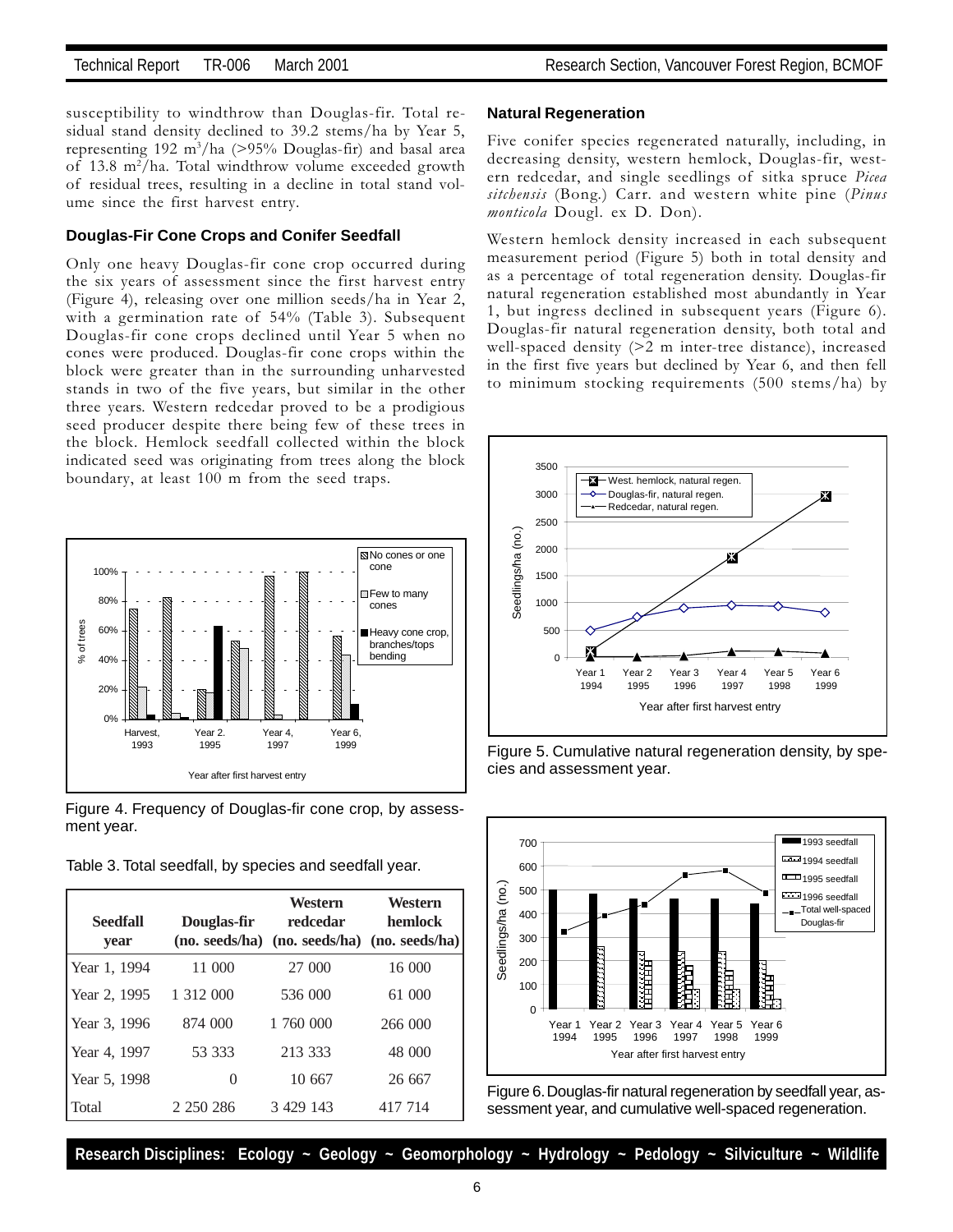susceptibility to windthrow than Douglas-fir. Total residual stand density declined to 39.2 stems/ha by Year 5, representing 192 $m^3$/ha (>95% Douglas-fir) and basal area of 13.8 $m^2$/ha. Total windthrow volume exceeded growth of residual trees, resulting in a decline in total stand volume since the first harvest entry.

### Douglas-Fir Cone Crops and Conifer Seedfall

Only one heavy Douglas-fir cone crop occurred during the six years of assessment since the first harvest entry (Figure 4), releasing over one million seeds/ha in Year 2, with a germination rate of 54% (Table 3). Subsequent Douglas-fir cone crops declined until Year 5 when no cones were produced. Douglas-fir cone crops within the block were greater than in the surrounding unharvested stands in two of the five years, but similar in the other three years. Western redcedar proved to be a prodigious seed producer despite there being few of these trees in the block. Hemlock seedfall collected within the block indicated seed was originating from trees along the block boundary, at least 100 m from the seed traps.

Figure 4. Frequency of Douglas-fir cone crop, by assessment year.

Table 3. Total seedfall, by species and seedfall year.

| Seedfall year | Douglas-fir (no. seeds/ha) | Western redcedar (no. seeds/ha) | Western hemlock (no. seeds/ha) |
|---|---|---|---|
| Year 1, 1994 | 11 000 | 27 000 | 16 000 |
| Year 2, 1995 | 1 312 000 | 536 000 | 61 000 |
| Year 3, 1996 | 874 000 | 1 760 000 | 266 000 |
| Year 4, 1997 | 53 333 | 213 333 | 48 000 |
| Year 5, 1998 | 0 | 10 667 | 26 667 |
| Total | 2 250 286 | 3 429 143 | 417 714 |

### Natural Regeneration

Five conifer species regenerated naturally, including, in decreasing density, western hemlock, Douglas-fir, western redcedar, and single seedlings of sitka spruce *Picea sitchensis* (Bong.) Carr. and western white pine (*Pinus monticola* Dougl. ex D. Don).

Western hemlock density increased in each subsequent measurement period (Figure 5) both in total density and as a percentage of total regeneration density. Douglas-fir natural regeneration established most abundantly in Year 1, but ingress declined in subsequent years (Figure 6). Douglas-fir natural regeneration density, both total and well-spaced density (>2 m inter-tree distance), increased in the first five years but declined by Year 6, and then fell to minimum stocking requirements (500 stems/ha) by

Figure 5. Cumulative natural regeneration density, by species and assessment year.

Figure 6. Douglas-fir natural regeneration by seedfall year, assessment year, and cumulative well-spaced regeneration.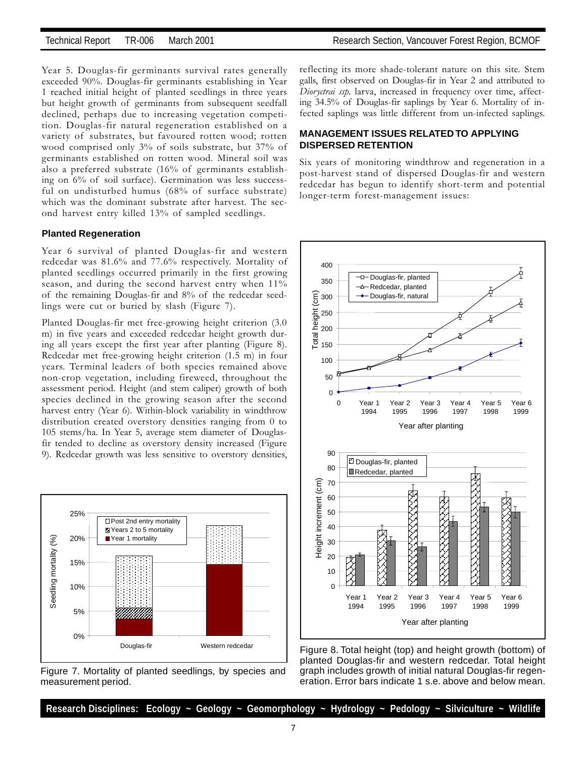Year 5. Douglas-fir germinants survival rates generally exceeded 90%. Douglas-fir germinants establishing in Year 1 reached initial height of planted seedlings in three years but height growth of germinants from subsequent seedfall declined, perhaps due to increasing vegetation competition. Douglas-fir natural regeneration established on a variety of substrates, but favoured rotten wood; rotten wood comprised only 3% of soils substrate, but 37% of germinants established on rotten wood. Mineral soil was also a preferred substrate (16% of germinants establishing on 6% of soil surface). Germination was less successful on undisturbed humus (68% of surface substrate) which was the dominant substrate after harvest. The second harvest entry killed 13% of sampled seedlings.

#### Planted Regeneration

Year 6 survival of planted Douglas-fir and western redcedar was 81.6% and 77.6% respectively. Mortality of planted seedlings occurred primarily in the first growing season, and during the second harvest entry when 11% of the remaining Douglas-fir and 8% of the redcedar seedlings were cut or buried by slash (Figure 7).

Planted Douglas-fir met free-growing height criterion (3.0 m) in five years and exceeded redcedar height growth during all years except the first year after planting (Figure 8). Redcedar met free-growing height criterion (1.5 m) in four years. Terminal leaders of both species remained above non-crop vegetation, including fireweed, throughout the assessment period. Height (and stem caliper) growth of both species declined in the growing season after the second harvest entry (Year 6). Within-block variability in windthrow distribution created overstory densities ranging from 0 to 105 stems/ha. In Year 5, average stem diameter of Douglas-fir tended to decline as overstory density increased (Figure 9). Redcedar growth was less sensitive to overstory densities, reflecting its more shade-tolerant nature on this site. Stem galls, first observed on Douglas-fir in Year 2 and attributed to *Dioryctrai ssp.* larva, increased in frequency over time, affecting 34.5% of Douglas-fir saplings by Year 6. Mortality of infected saplings was little different from un-infected saplings.

Figure 7. Mortality of planted seedlings, by species and measurement period.

### MANAGEMENT ISSUES RELATED TO APPLYING DISPERSED RETENTION

Six years of monitoring windthrow and regeneration in a post-harvest stand of dispersed Douglas-fir and western redcedar has begun to identify short-term and potential longer-term forest-management issues:

Figure 8. Total height (top) and height growth (bottom) of planted Douglas-fir and western redcedar. Total height graph includes growth of initial natural Douglas-fir regeneration. Error bars indicate 1 s.e. above and below mean.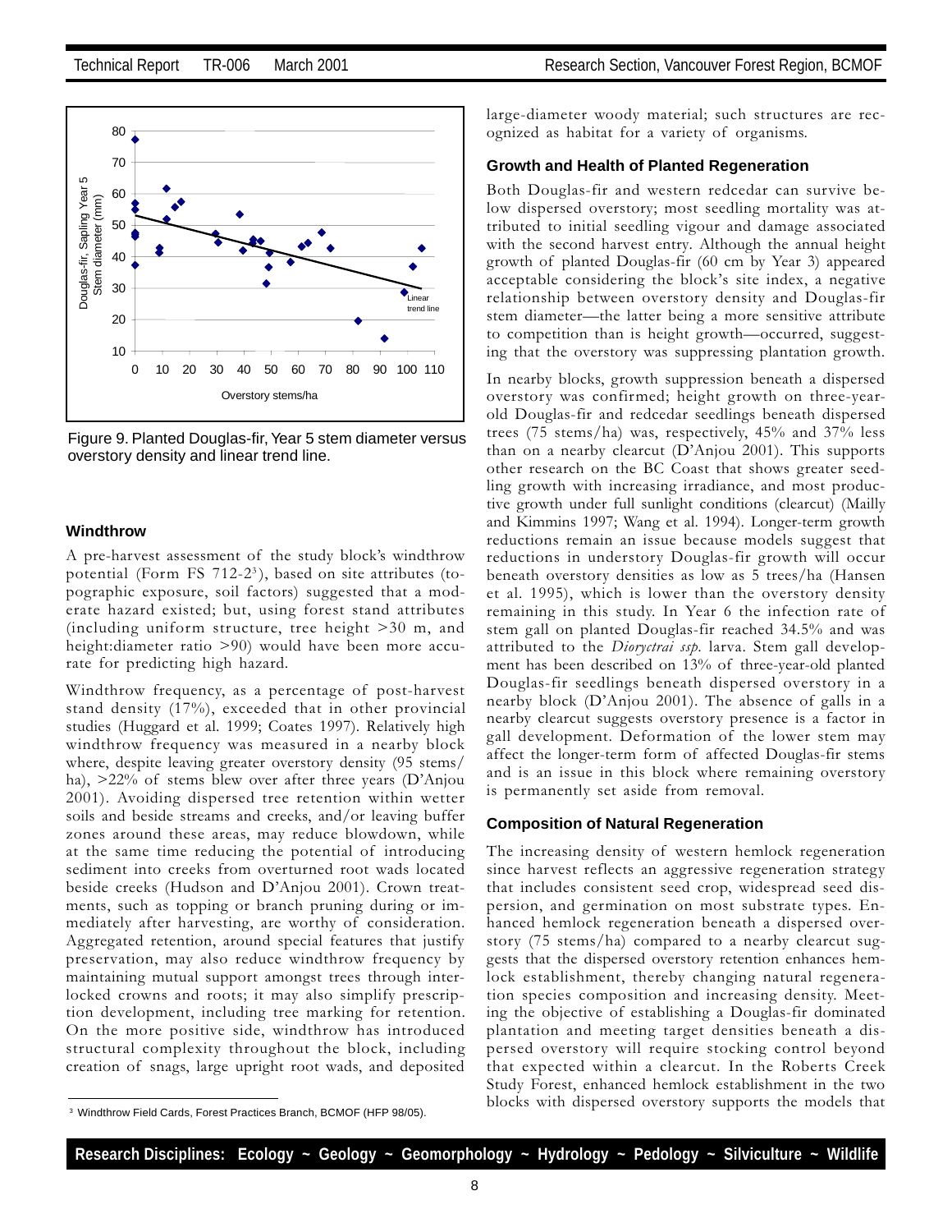Figure 9. Planted Douglas-fir, Year 5 stem diameter versus overstory density and linear trend line.

### Windthrow

A pre-harvest assessment of the study block's windthrow potential (Form FS 712-2[3]), based on site attributes (topographic exposure, soil factors) suggested that a moderate hazard existed; but, using forest stand attributes (including uniform structure, tree height >30 m, and height:diameter ratio >90) would have been more accurate for predicting high hazard.

Windthrow frequency, as a percentage of post-harvest stand density (17%), exceeded that in other provincial studies (Huggard et al. 1999; Coates 1997). Relatively high windthrow frequency was measured in a nearby block where, despite leaving greater overstory density (95 stems/ha), >22% of stems blew over after three years (D'Anjou 2001). Avoiding dispersed tree retention within wetter soils and beside streams and creeks, and/or leaving buffer zones around these areas, may reduce blowdown, while at the same time reducing the potential of introducing sediment into creeks from overturned root wads located beside creeks (Hudson and D'Anjou 2001). Crown treatments, such as topping or branch pruning during or immediately after harvesting, are worthy of consideration. Aggregated retention, around special features that justify preservation, may also reduce windthrow frequency by maintaining mutual support amongst trees through interlocked crowns and roots; it may also simplify prescription development, including tree marking for retention. On the more positive side, windthrow has introduced structural complexity throughout the block, including creation of snags, large upright root wads, and deposited large-diameter woody material; such structures are recognized as habitat for a variety of organisms.

[3] Windthrow Field Cards, Forest Practices Branch, BCMOF (HFP 98/05).

### Growth and Health of Planted Regeneration

Both Douglas-fir and western redcedar can survive below dispersed overstory; most seedling mortality was attributed to initial seedling vigour and damage associated with the second harvest entry. Although the annual height growth of planted Douglas-fir (60 cm by Year 3) appeared acceptable considering the block's site index, a negative relationship between overstory density and Douglas-fir stem diameter—the latter being a more sensitive attribute to competition than is height growth—occurred, suggesting that the overstory was suppressing plantation growth.

In nearby blocks, growth suppression beneath a dispersed overstory was confirmed; height growth on three-year-old Douglas-fir and redcedar seedlings beneath dispersed trees (75 stems/ha) was, respectively, 45% and 37% less than on a nearby clearcut (D'Anjou 2001). This supports other research on the BC Coast that shows greater seedling growth with increasing irradiance, and most productive growth under full sunlight conditions (clearcut) (Mailly and Kimmins 1997; Wang et al. 1994). Longer-term growth reductions remain an issue because models suggest that reductions in understory Douglas-fir growth will occur beneath overstory densities as low as 5 trees/ha (Hansen et al. 1995), which is lower than the overstory density remaining in this study. In Year 6 the infection rate of stem gall on planted Douglas-fir reached 34.5% and was attributed to the *Dioryctrai ssp.* larva. Stem gall development has been described on 13% of three-year-old planted Douglas-fir seedlings beneath dispersed overstory in a nearby block (D'Anjou 2001). The absence of galls in a nearby clearcut suggests overstory presence is a factor in gall development. Deformation of the lower stem may affect the longer-term form of affected Douglas-fir stems and is an issue in this block where remaining overstory is permanently set aside from removal.

### Composition of Natural Regeneration

The increasing density of western hemlock regeneration since harvest reflects an aggressive regeneration strategy that includes consistent seed crop, widespread seed dispersion, and germination on most substrate types. Enhanced hemlock regeneration beneath a dispersed overstory (75 stems/ha) compared to a nearby clearcut suggests that the dispersed overstory retention enhances hemlock establishment, thereby changing natural regeneration species composition and increasing density. Meeting the objective of establishing a Douglas-fir dominated plantation and meeting target densities beneath a dispersed overstory will require stocking control beyond that expected within a clearcut. In the Roberts Creek Study Forest, enhanced hemlock establishment in the two blocks with dispersed overstory supports the models that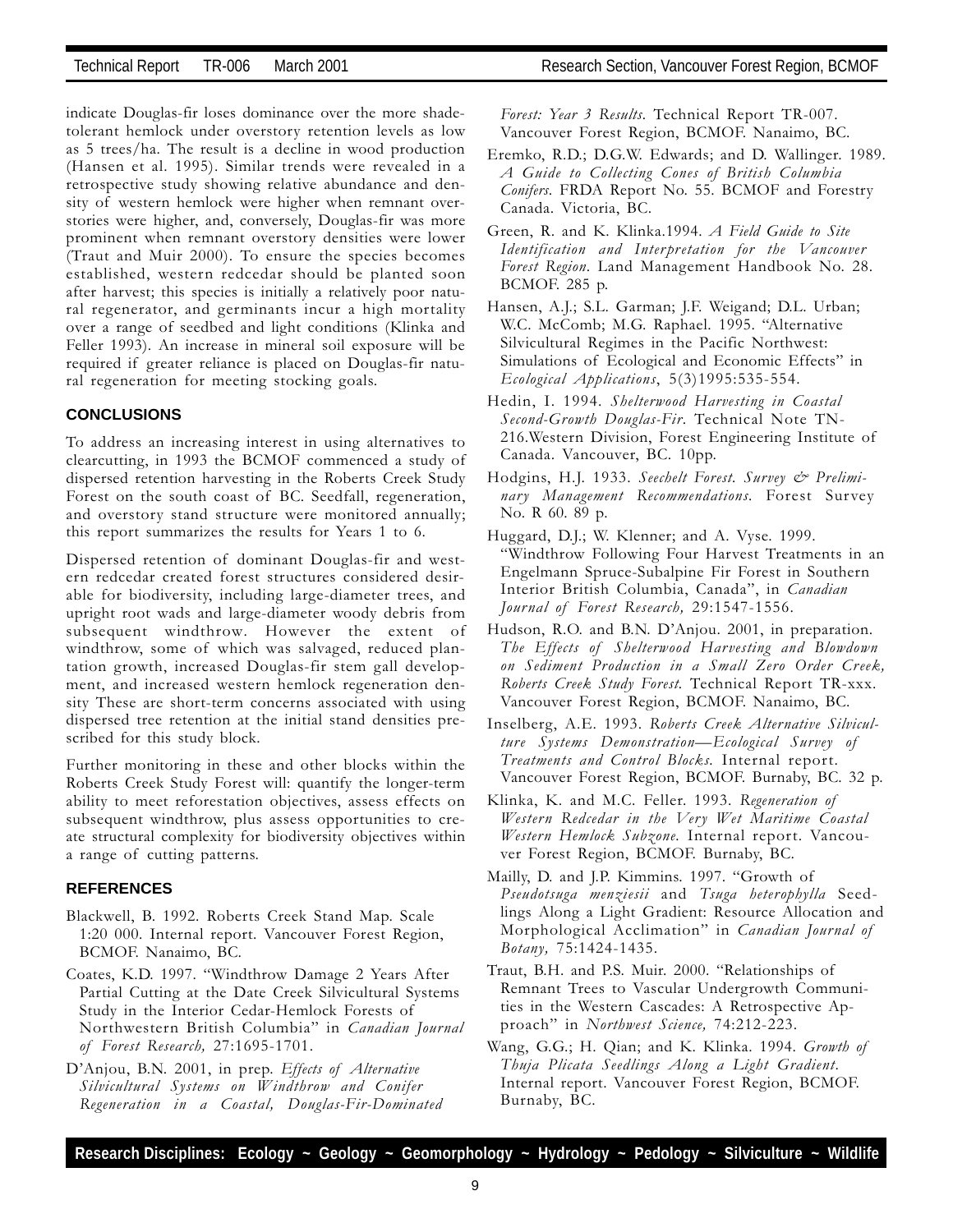indicate Douglas-fir loses dominance over the more shade-tolerant hemlock under overstory retention levels as low as 5 trees/ha. The result is a decline in wood production (Hansen et al. 1995). Similar trends were revealed in a retrospective study showing relative abundance and density of western hemlock were higher when remnant overstories were higher, and, conversely, Douglas-fir was more prominent when remnant overstory densities were lower (Traut and Muir 2000). To ensure the species becomes established, western redcedar should be planted soon after harvest; this species is initially a relatively poor natural regenerator, and germinants incur a high mortality over a range of seedbed and light conditions (Klinka and Feller 1993). An increase in mineral soil exposure will be required if greater reliance is placed on Douglas-fir natural regeneration for meeting stocking goals.

## CONCLUSIONS

To address an increasing interest in using alternatives to clearcutting, in 1993 the BCMOF commenced a study of dispersed retention harvesting in the Roberts Creek Study Forest on the south coast of BC. Seedfall, regeneration, and overstory stand structure were monitored annually; this report summarizes the results for Years 1 to 6.

Dispersed retention of dominant Douglas-fir and western redcedar created forest structures considered desirable for biodiversity, including large-diameter trees, and upright root wads and large-diameter woody debris from subsequent windthrow. However the extent of windthrow, some of which was salvaged, reduced plantation growth, increased Douglas-fir stem gall development, and increased western hemlock regeneration density These are short-term concerns associated with using dispersed tree retention at the initial stand densities prescribed for this study block.

Further monitoring in these and other blocks within the Roberts Creek Study Forest will: quantify the longer-term ability to meet reforestation objectives, assess effects on subsequent windthrow, plus assess opportunities to create structural complexity for biodiversity objectives within a range of cutting patterns.

## REFERENCES

Blackwell, B. 1992. Roberts Creek Stand Map. Scale 1:20 000. Internal report. Vancouver Forest Region, BCMOF. Nanaimo, BC.

Coates, K.D. 1997. "Windthrow Damage 2 Years After Partial Cutting at the Date Creek Silvicultural Systems Study in the Interior Cedar-Hemlock Forests of Northwestern British Columbia" in *Canadian Journal of Forest Research,* 27:1695-1701.

D'Anjou, B.N. 2001, in prep. *Effects of Alternative Silvicultural Systems on Windthrow and Conifer Regeneration in a Coastal, Douglas-Fir-Dominated Forest: Year 3 Results.* Technical Report TR-007. Vancouver Forest Region, BCMOF. Nanaimo, BC.

Eremko, R.D.; D.G.W. Edwards; and D. Wallinger. 1989. *A Guide to Collecting Cones of British Columbia Conifers.* FRDA Report No. 55. BCMOF and Forestry Canada. Victoria, BC.

Green, R. and K. Klinka.1994. *A Field Guide to Site Identification and Interpretation for the Vancouver Forest Region.* Land Management Handbook No. 28. BCMOF. 285 p.

Hansen, A.J.; S.L. Garman; J.F. Weigand; D.L. Urban; W.C. McComb; M.G. Raphael. 1995. "Alternative Silvicultural Regimes in the Pacific Northwest: Simulations of Ecological and Economic Effects" in *Ecological Applications*, 5(3)1995:535-554.

Hedin, I. 1994. *Shelterwood Harvesting in Coastal Second-Growth Douglas-Fir.* Technical Note TN-216.Western Division, Forest Engineering Institute of Canada. Vancouver, BC. 10pp.

Hodgins, H.J. 1933. *Sechelt Forest. Survey & Preliminary Management Recommendations.* Forest Survey No. R 60. 89 p.

Huggard, D.J.; W. Klenner; and A. Vyse. 1999. "Windthrow Following Four Harvest Treatments in an Engelmann Spruce-Subalpine Fir Forest in Southern Interior British Columbia, Canada", in *Canadian Journal of Forest Research,* 29:1547-1556.

Hudson, R.O. and B.N. D'Anjou. 2001, in preparation. *The Effects of Shelterwood Harvesting and Blowdown on Sediment Production in a Small Zero Order Creek, Roberts Creek Study Forest.* Technical Report TR-xxx. Vancouver Forest Region, BCMOF. Nanaimo, BC.

Inselberg, A.E. 1993. *Roberts Creek Alternative Silviculture Systems Demonstration—Ecological Survey of Treatments and Control Blocks.* Internal report. Vancouver Forest Region, BCMOF. Burnaby, BC. 32 p.

Klinka, K. and M.C. Feller. 1993. *Regeneration of Western Redcedar in the Very Wet Maritime Coastal Western Hemlock Subzone.* Internal report. Vancouver Forest Region, BCMOF. Burnaby, BC.

Mailly, D. and J.P. Kimmins. 1997. "Growth of *Pseudotsuga menziesii* and *Tsuga heterophylla* Seedlings Along a Light Gradient: Resource Allocation and Morphological Acclimation" in *Canadian Journal of Botany,* 75:1424-1435.

Traut, B.H. and P.S. Muir. 2000. "Relationships of Remnant Trees to Vascular Undergrowth Communities in the Western Cascades: A Retrospective Approach" in *Northwest Science,* 74:212-223.

Wang, G.G.; H. Qian; and K. Klinka. 1994. *Growth of Thuja Plicata Seedlings Along a Light Gradient.* Internal report. Vancouver Forest Region, BCMOF. Burnaby, BC.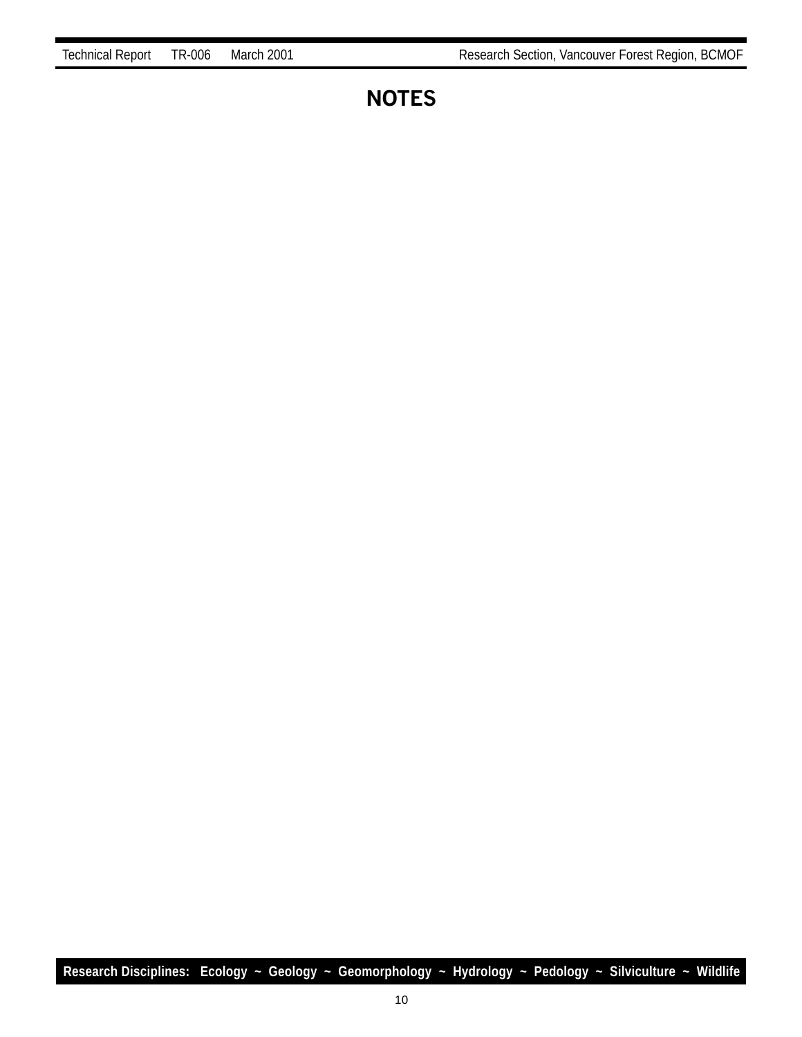# NOTES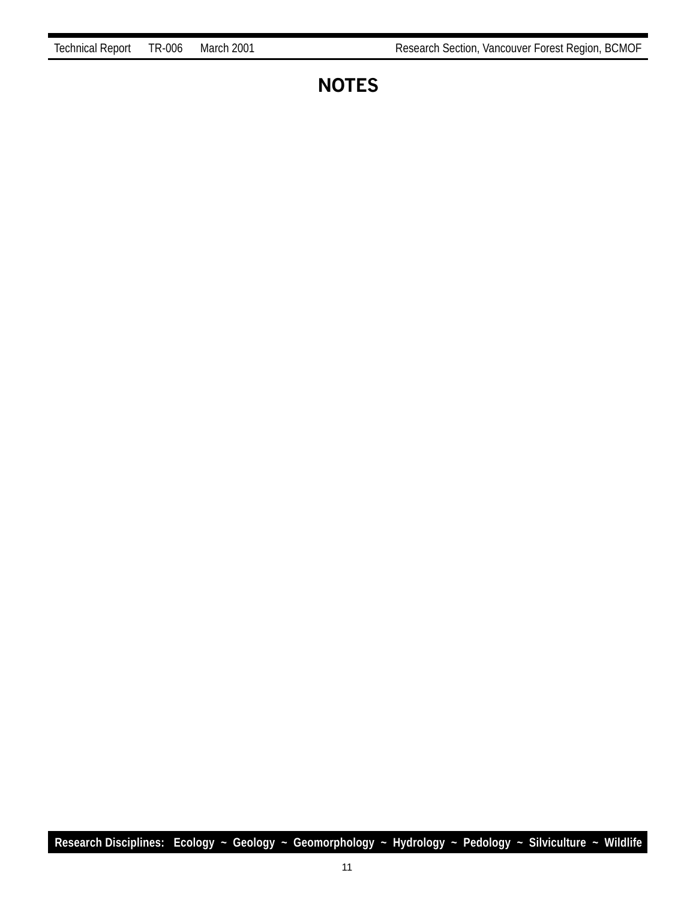# NOTES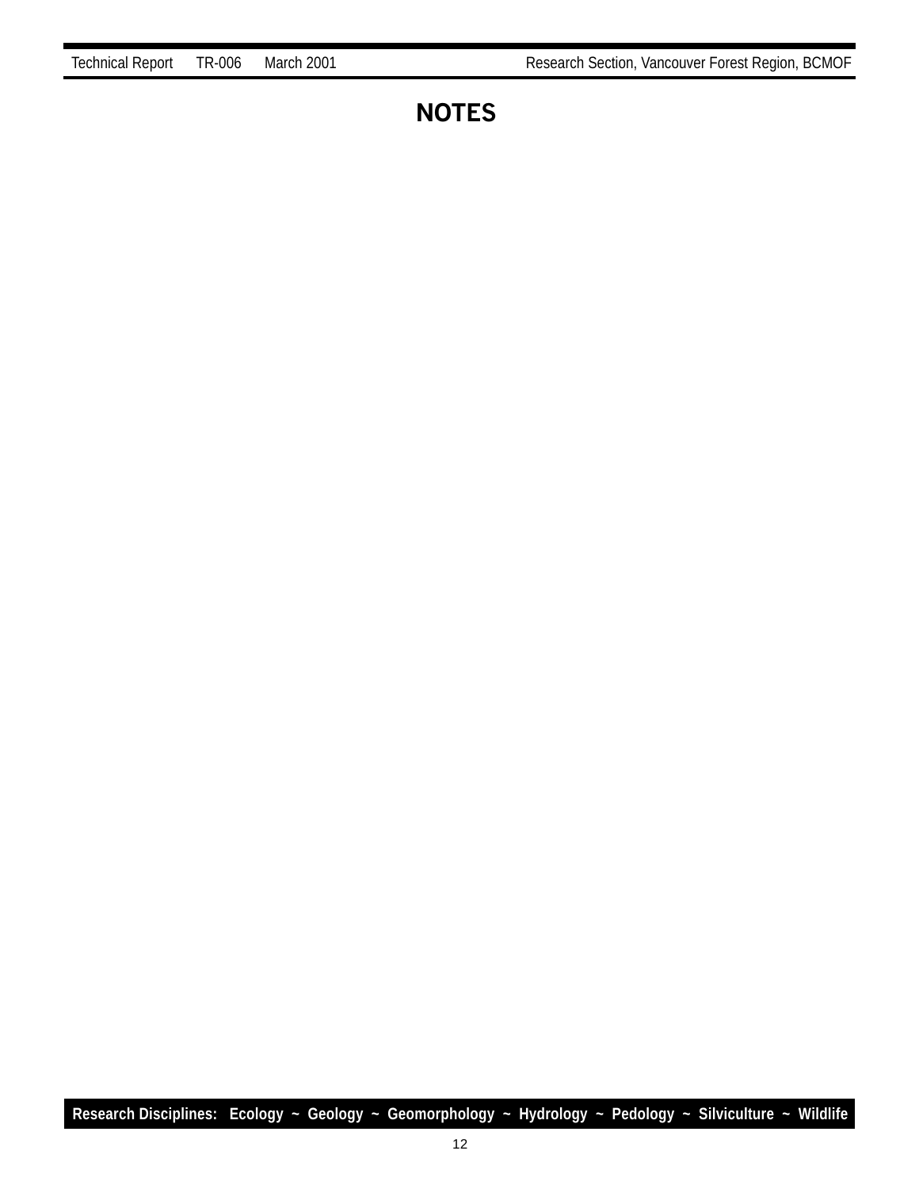# NOTES